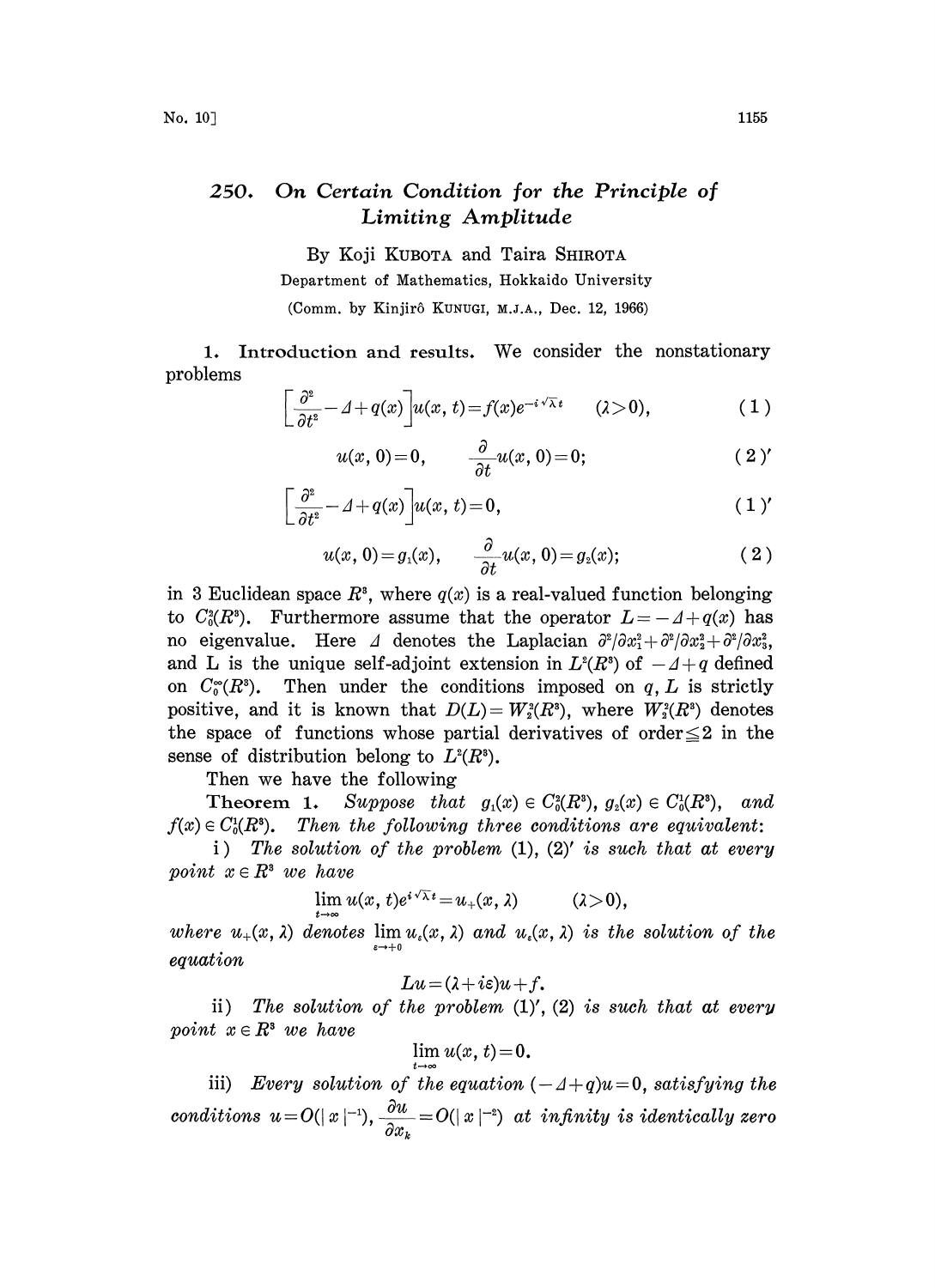# 250. On Certain Condition for the Principle of Limiting Amplitude

By Koji KUBOTA and Taira SHIROTA

Department of Mathematics, Hokkaido University

(Comm. by Kinjirô KUNUGI, M.J.A., Dec. 12, 1966)

**1. Introduction and results.** We consider the nonstationary problems

$$\left[\frac{\partial^2}{\partial t^2} - \Delta + q(x)\right] u(x, t) = f(x) e^{-i\sqrt{\lambda} t} \qquad (\lambda > 0), \tag{1}$$

$$u(x, 0) = 0, \qquad \frac{\partial}{\partial t} u(x, 0) = 0; \tag{2$'$}$$

$$\left[\frac{\partial^2}{\partial t^2} - \Delta + q(x)\right] u(x, t) = 0, \tag{1$'$}$$

$$u(x, 0) = g_1(x), \qquad \frac{\partial}{\partial t} u(x, 0) = g_2(x); \tag{2}$$

in 3 Euclidean space $R^3$, where $q(x)$ is a real-valued function belonging to $C_0^2(R^3)$. Furthermore assume that the operator $L = -\Delta + q(x)$ has no eigenvalue. Here $\Delta$ denotes the Laplacian $\partial^2/\partial x_1^2 + \partial^2/\partial x_2^2 + \partial^2/\partial x_3^2$, and L is the unique self-adjoint extension in $L^2(R^3)$ of $-\Delta + q$ defined on $C_0^\infty(R^3)$. Then under the conditions imposed on $q$, $L$ is strictly positive, and it is known that $D(L) = W_2^2(R^3)$, where $W_2^2(R^3)$ denotes the space of functions whose partial derivatives of order $\leqq 2$ in the sense of distribution belong to $L^2(R^3)$.

Then we have the following

**Theorem 1.** *Suppose that $g_1(x) \in C_0^2(R^3)$, $g_2(x) \in C_0^1(R^3)$, and $f(x) \in C_0^1(R^3)$. Then the following three conditions are equivalent:*

i) *The solution of the problem* (1), (2)$'$ *is such that at every point $x \in R^3$ we have*

$$\lim_{t \to \infty} u(x, t) e^{i\sqrt{\lambda} t} = u_+(x, \lambda) \qquad (\lambda > 0),$$

*where $u_+(x, \lambda)$ denotes $\lim_{\varepsilon \to +0} u_\varepsilon(x, \lambda)$ and $u_\varepsilon(x, \lambda)$ is the solution of the equation*

$$Lu = (\lambda + i\varepsilon) u + f.$$

ii) *The solution of the problem* (1)$'$, (2) *is such that at every point $x \in R^3$ we have*

$$\lim_{t \to \infty} u(x, t) = 0.$$

iii) *Every solution of the equation $(-\Delta + q)u = 0$, satisfying the conditions $u = O(|x|^{-1})$, $\dfrac{\partial u}{\partial x_k} = O(|x|^{-2})$ at infinity is identically zero*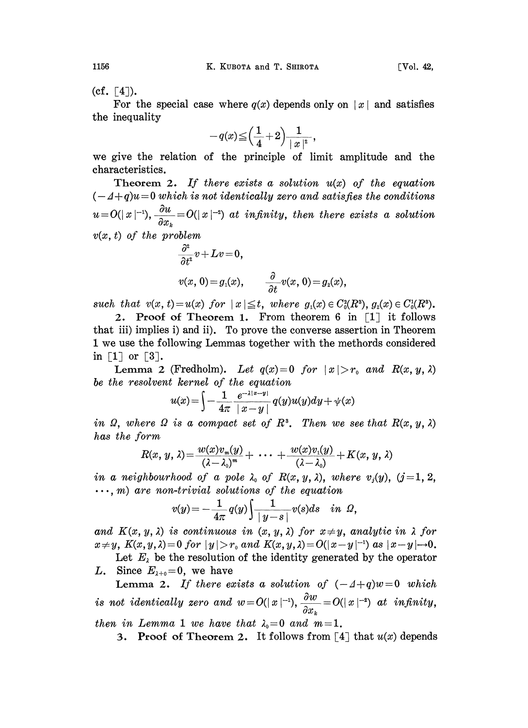(cf. [4]).

For the special case where $q(x)$ depends only on $|x|$ and satisfies the inequality

$$-q(x) \leqq \left(\frac{1}{4}+2\right)\frac{1}{|x|^2},$$

we give the relation of the principle of limit amplitude and the characteristics.

**Theorem 2.** *If there exists a solution $u(x)$ of the equation $(-\Delta+q)u=0$ which is not identically zero and satisfies the conditions $u=O(|x|^{-1})$, $\dfrac{\partial u}{\partial x_k}=O(|x|^{-2})$ at infinity, then there exists a solution $v(x,t)$ of the problem*

$$\frac{\partial^2}{\partial t^2}v+Lv=0,$$

$$v(x,0)=g_1(x), \qquad \frac{\partial}{\partial t}v(x,0)=g_2(x),$$

*such that $v(x,t)=u(x)$ for $|x|\leqq t$, where $g_1(x)\in C_0^2(R^3)$, $g_2(x)\in C_0^1(R^3)$.*

**2. Proof of Theorem 1.** From theorem 6 in [1] it follows that iii) implies i) and ii). To prove the converse assertion in Theorem 1 we use the following Lemmas together with the methords considered in [1] or [3].

**Lemma 2** (Fredholm). *Let $q(x)=0$ for $|x|>r_0$ and $R(x,y,\lambda)$ be the resolvent kernel of the equation*

$$u(x)=\int -\frac{1}{4\pi}\frac{e^{-\lambda|x-y|}}{|x-y|}q(y)u(y)dy+\psi(x)$$

*in $\Omega$, where $\Omega$ is a compact set of $R^3$. Then we see that $R(x,y,\lambda)$ has the form*

$$R(x,y,\lambda)=\frac{w(x)v_m(y)}{(\lambda-\lambda_0)^m}+\cdots+\frac{w(x)v_1(y)}{(\lambda-\lambda_0)}+K(x,y,\lambda)$$

*in a neighbourhood of a pole $\lambda_0$ of $R(x,y,\lambda)$, where $v_j(y)$, $(j=1,2,\cdots,m)$ are non-trivial solutions of the equation*

$$v(y)=-\frac{1}{4\pi}q(y)\int\frac{1}{|y-s|}v(s)ds \quad \text{in } \Omega,$$

*and $K(x,y,\lambda)$ is continuous in $(x,y,\lambda)$ for $x\neq y$, analytic in $\lambda$ for $x\neq y$, $K(x,y,\lambda)=0$ for $|y|>r_0$ and $K(x,y,\lambda)=O(|x-y|^{-1})$ as $|x-y|\to 0$.*

Let $E_\lambda$ be the resolution of the identity generated by the operator $L$. Since $E_{\lambda+0}=0$, we have

**Lemma 2.** *If there exists a solution of $(-\Delta+q)w=0$ which is not identically zero and $w=O(|x|^{-1})$, $\dfrac{\partial w}{\partial x_k}=O(|x|^{-2})$ at infinity, then in Lemma 1 we have that $\lambda_0=0$ and $m=1$.*

**3. Proof of Theorem 2.** It follows from [4] that $u(x)$ depends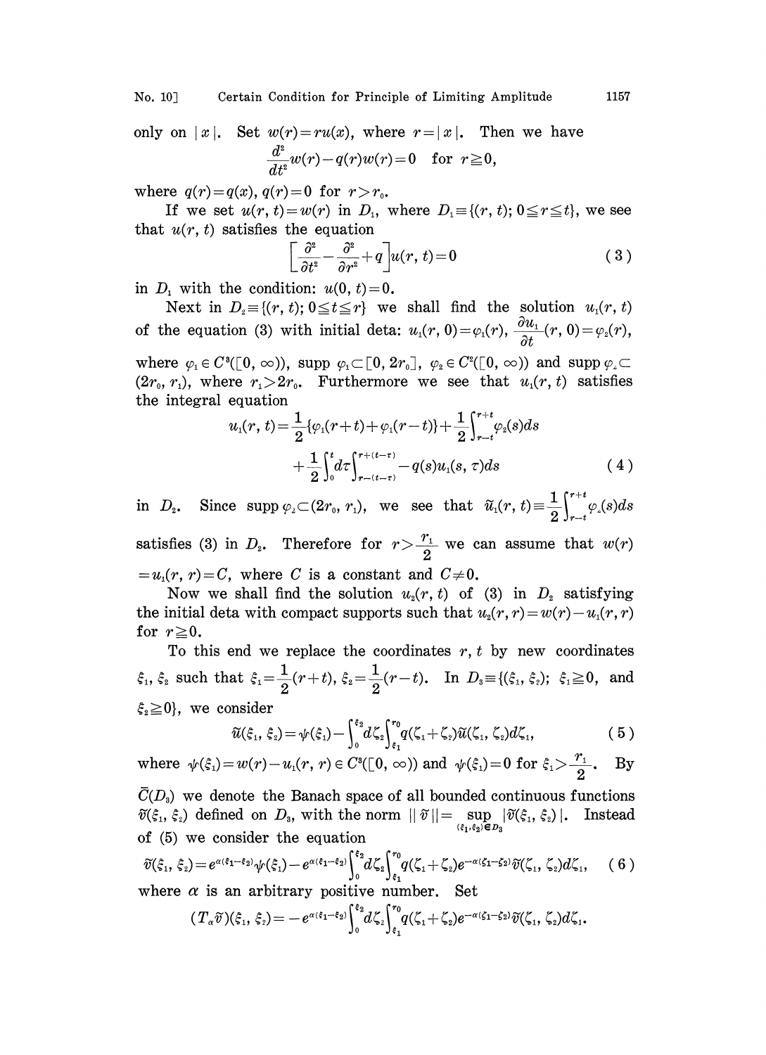only on $|x|$. Set $w(r)=ru(x)$, where $r=|x|$. Then we have

$$\frac{d^2}{dt^2}w(r)-q(r)w(r)=0 \quad \text{for } r\geqq 0,$$

where $q(r)=q(x)$, $q(r)=0$ for $r>r_0$.

If we set $u(r,t)=w(r)$ in $D_1$, where $D_1\equiv\{(r,t);\,0\leqq r\leqq t\}$, we see that $u(r,t)$ satisfies the equation

$$\left[\frac{\partial^2}{\partial t^2}-\frac{\partial^2}{\partial r^2}+q\right]u(r,t)=0 \tag{3}$$

in $D_1$ with the condition: $u(0,t)=0$.

Next in $D_2\equiv\{(r,t);\,0\leqq t\leqq r\}$ we shall find the solution $u_1(r,t)$ of the equation (3) with initial deta: $u_1(r,0)=\varphi_1(r)$, $\frac{\partial u_1}{\partial t}(r,0)=\varphi_2(r)$, where $\varphi_1\in C^3([0,\infty))$, $\operatorname{supp}\varphi_1\subset[0,2r_0]$, $\varphi_2\in C^2([0,\infty))$ and $\operatorname{supp}\varphi_2\subset(2r_0,r_1)$, where $r_1>2r_0$. Furthermore we see that $u_1(r,t)$ satisfies the integral equation

$$\begin{aligned}u_1(r,t)=&\frac{1}{2}\{\varphi_1(r+t)+\varphi_1(r-t)\}+\frac{1}{2}\int_{r-t}^{r+t}\varphi_2(s)ds\\&+\frac{1}{2}\int_0^t d\tau\int_{r-(t-\tau)}^{r+(t-\tau)}-q(s)u_1(s,\tau)ds\end{aligned} \tag{4}$$

in $D_2$. Since $\operatorname{supp}\varphi_2\subset(2r_0,r_1)$, we see that $\tilde{u}_1(r,t)\equiv\frac{1}{2}\int_{r-t}^{r+t}\varphi_2(s)ds$ satisfies (3) in $D_2$. Therefore for $r>\frac{r_1}{2}$ we can assume that $w(r)=u_1(r,r)=C$, where $C$ is a constant and $C\neq 0$.

Now we shall find the solution $u_2(r,t)$ of (3) in $D_2$ satisfying the initial deta with compact supports such that $u_2(r,r)=w(r)-u_1(r,r)$ for $r\geqq 0$.

To this end we replace the coordinates $r,t$ by new coordinates $\xi_1,\xi_2$ such that $\xi_1=\frac{1}{2}(r+t)$, $\xi_2=\frac{1}{2}(r-t)$. In $D_3\equiv\{(\xi_1,\xi_2);\,\xi_1\geqq 0$, and $\xi_2\geqq 0\}$, we consider

$$\tilde{u}(\xi_1,\xi_2)=\psi(\xi_1)-\int_0^{\xi_2}d\zeta_2\int_{\xi_1}^{r_0}q(\zeta_1+\zeta_2)\tilde{u}(\zeta_1,\zeta_2)d\zeta_1, \tag{5}$$

where $\psi(\xi_1)=w(r)-u_1(r,r)\in C^3([0,\infty))$ and $\psi(\xi_1)=0$ for $\xi_1>\frac{r_1}{2}$. By $\bar{C}(D_3)$ we denote the Banach space of all bounded continuous functions $\tilde{v}(\xi_1,\xi_2)$ defined on $D_3$, with the norm $\|\tilde{v}\|=\sup_{(\xi_1,\xi_2)\in D_3}|\tilde{v}(\xi_1,\xi_2)|$. Instead of (5) we consider the equation

$$\tilde{v}(\xi_1,\xi_2)=e^{\alpha(\xi_1-\xi_2)}\psi(\xi_1)-e^{\alpha(\xi_1-\xi_2)}\int_0^{\xi_2}d\zeta_2\int_{\xi_1}^{r_0}q(\zeta_1+\zeta_2)e^{-\alpha(\zeta_1-\zeta_2)}\tilde{v}(\zeta_1,\zeta_2)d\zeta_1, \tag{6}$$

where $\alpha$ is an arbitrary positive number. Set

$$(T_\alpha\tilde{v})(\xi_1,\xi_2)=-e^{\alpha(\xi_1-\xi_2)}\int_0^{\xi_2}d\zeta_2\int_{\xi_1}^{r_0}q(\zeta_1+\zeta_2)e^{-\alpha(\zeta_1-\zeta_2)}\tilde{v}(\zeta_1,\zeta_2)d\zeta_1.$$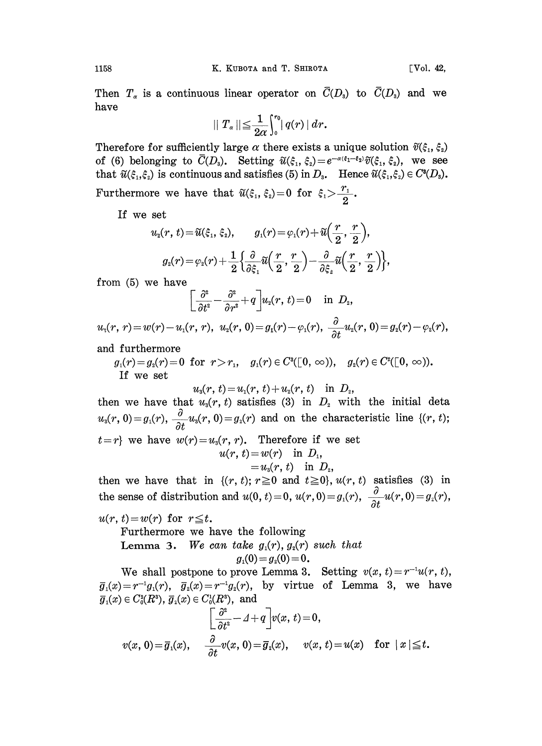Then $T_\alpha$ is a continuous linear operator on $\bar{C}(D_3)$ to $\bar{C}(D_3)$ and we have

$$\| T_\alpha \| \leqq \frac{1}{2\alpha}\int_0^{r_0} |q(r)|\, dr.$$

Therefore for sufficiently large $\alpha$ there exists a unique solution $\tilde{v}(\xi_1, \xi_2)$ of (6) belonging to $\bar{C}(D_3)$. Setting $\tilde{u}(\xi_1, \xi_2) = e^{-\alpha(\xi_1 - \xi_2)}\tilde{v}(\xi_1, \xi_2)$, we see that $\tilde{u}(\xi_1, \xi_2)$ is continuous and satisfies (5) in $D_3$. Hence $\tilde{u}(\xi_1, \xi_2) \in C^3(D_3)$. Furthermore we have that $\tilde{u}(\xi_1, \xi_2) = 0$ for $\xi_1 > \dfrac{r_1}{2}$.

If we set

$$u_2(r, t) = \tilde{u}(\xi_1, \xi_2), \qquad g_1(r) = \varphi_1(r) + \tilde{u}\Big(\frac{r}{2}, \frac{r}{2}\Big),$$

$$g_2(r) = \varphi_2(r) + \frac{1}{2}\Big\{\frac{\partial}{\partial \xi_1}\tilde{u}\Big(\frac{r}{2}, \frac{r}{2}\Big) - \frac{\partial}{\partial \xi_2}\tilde{u}\Big(\frac{r}{2}, \frac{r}{2}\Big)\Big\},$$

from (5) we have

$$\Big[\frac{\partial^2}{\partial t^2} - \frac{\partial^2}{\partial r^2} + q\Big] u_2(r, t) = 0 \quad \text{in } D_2,$$

$$u_2(r, r) = w(r) - u_1(r, r), \;\; u_2(r, 0) = g_1(r) - \varphi_1(r), \;\; \frac{\partial}{\partial t} u_2(r, 0) = g_2(r) - \varphi_2(r),$$

and furthermore

$$g_1(r) = g_2(r) = 0 \;\text{ for } r > r_1, \quad g_1(r) \in C^3([0, \infty)), \quad g_2(r) \in C^2([0, \infty)).$$

If we set

$$u_3(r, t) = u_1(r, t) + u_2(r, t) \quad \text{in } D_2,$$

then we have that $u_3(r, t)$ satisfies (3) in $D_2$ with the initial deta $u_3(r, 0) = g_1(r)$, $\dfrac{\partial}{\partial t}u_3(r, 0) = g_2(r)$ and on the characteristic line $\{(r, t);\, t = r\}$ we have $w(r) = u_3(r, r)$. Therefore if we set

$$\begin{aligned} u(r, t) &= w(r) \quad \text{in } D_1, \\ &= u_3(r, t) \quad \text{in } D_2, \end{aligned}$$

then we have that in $\{(r, t);\, r \geqq 0 \text{ and } t \geqq 0\}$, $u(r, t)$ satisfies (3) in the sense of distribution and $u(0, t) = 0$, $u(r, 0) = g_1(r)$, $\dfrac{\partial}{\partial t}u(r, 0) = g_2(r)$, $u(r, t) = w(r)$ for $r \leqq t$.

Furthermore we have the following

**Lemma 3.** *We can take $g_1(r), g_2(r)$ such that*

$$g_1(0) = g_2(0) = 0.$$

We shall postpone to prove Lemma 3. Setting $v(x, t) = r^{-1}u(r, t)$, $\bar{g}_1(x) = r^{-1}g_1(r)$, $\bar{g}_2(x) = r^{-1}g_2(r)$, by virtue of Lemma 3, we have $\bar{g}_1(x) \in C_0^2(R^3)$, $\bar{g}_2(x) \in C_0^1(R^3)$, and

$$\Big[\frac{\partial^2}{\partial t^2} - \Delta + q\Big] v(x, t) = 0,$$

$$v(x, 0) = \bar{g}_1(x), \qquad \frac{\partial}{\partial t}v(x, 0) = \bar{g}_2(x), \qquad v(x, t) = u(x) \quad \text{for } |x| \leqq t.$$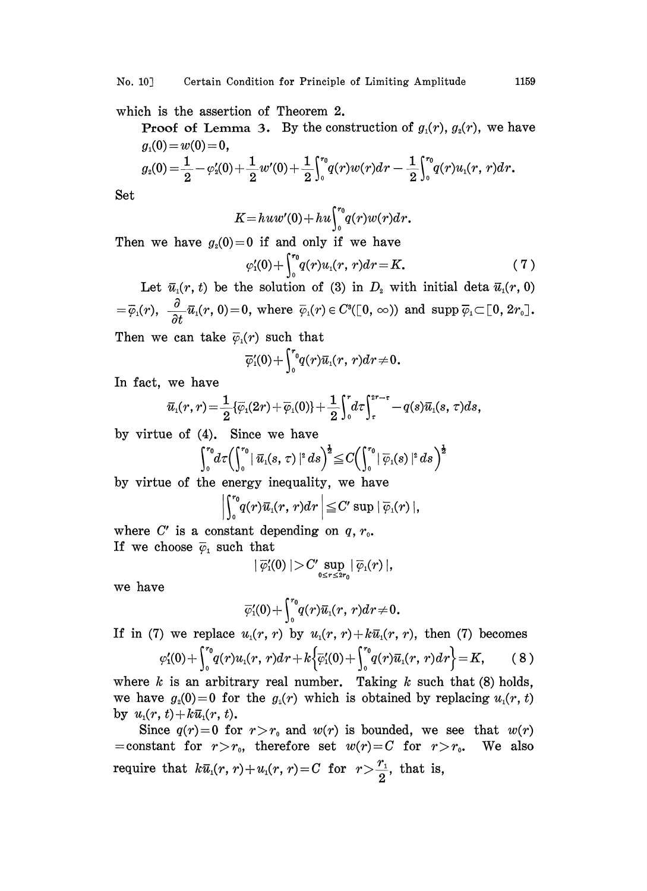which is the assertion of Theorem 2.

**Proof of Lemma 3.** By the construction of $g_1(r)$, $g_2(r)$, we have

$$g_1(0)=w(0)=0,$$

$$g_2(0)=\frac{1}{2}-\varphi_2'(0)+\frac{1}{2}w'(0)+\frac{1}{2}\int_0^{r_0}q(r)w(r)dr-\frac{1}{2}\int_0^{r_0}q(r)u_1(r,\,r)dr.$$

Set

$$K=huw'(0)+hu\int_0^{r_0}q(r)w(r)dr.$$

Then we have $g_2(0)=0$ if and only if we have

$$\varphi_1'(0)+\int_0^{r_0}q(r)u_1(r,\,r)dr=K. \tag{7}$$

Let $\bar{u}_1(r,t)$ be the solution of (3) in $D_2$ with initial deta $\bar{u}_1(r,0)=\bar{\varphi}_1(r)$, $\frac{\partial}{\partial t}\bar{u}_1(r,0)=0$, where $\bar{\varphi}_1(r)\in C^3([0,\infty))$ and $\operatorname{supp}\bar{\varphi}_1\subset[0,2r_0]$. Then we can take $\bar{\varphi}_1(r)$ such that

$$\bar{\varphi}_1'(0)+\int_0^{r_0}q(r)\bar{u}_1(r,\,r)dr\neq 0.$$

In fact, we have

$$\bar{u}_1(r,r)=\frac{1}{2}\{\bar{\varphi}_1(2r)+\bar{\varphi}_1(0)\}+\frac{1}{2}\int_0^r d\tau\int_\tau^{2r-\tau}-q(s)\bar{u}_1(s,\,\tau)ds,$$

by virtue of (4). Since we have

$$\int_0^{r_0}d\tau\Big(\int_0^{r_0}|\bar{u}_1(s,\,\tau)|^2ds\Big)^{\frac{1}{2}}\leqq C\Big(\int_0^{r_0}|\bar{\varphi}_1(s)|^2ds\Big)^{\frac{1}{2}}$$

by virtue of the energy inequality, we have

$$\left|\int_0^{r_0}q(r)\bar{u}_1(r,\,r)dr\right|\leqq C'\sup|\bar{\varphi}_1(r)|,$$

where $C'$ is a constant depending on $q$, $r_0$.
If we choose $\bar{\varphi}_1$ such that

$$|\bar{\varphi}_1'(0)|>C'\sup_{0\leq r\leq 2r_0}|\bar{\varphi}_1(r)|,$$

we have

$$\bar{\varphi}_1'(0)+\int_0^{r_0}q(r)\bar{u}_1(r,\,r)dr\neq 0.$$

If in (7) we replace $u_1(r,r)$ by $u_1(r,r)+k\bar{u}_1(r,r)$, then (7) becomes

$$\varphi_1'(0)+\int_0^{r_0}q(r)u_1(r,\,r)dr+k\Big\{\bar{\varphi}_1'(0)+\int_0^{r_0}q(r)\bar{u}_1(r,\,r)dr\Big\}=K, \tag{8}$$

where $k$ is an arbitrary real number. Taking $k$ such that (8) holds, we have $g_2(0)=0$ for the $g_2(r)$ which is obtained by replacing $u_1(r,t)$ by $u_1(r,t)+k\bar{u}_1(r,t)$.

Since $q(r)=0$ for $r>r_0$ and $w(r)$ is bounded, we see that $w(r)=$ constant for $r>r_0$, therefore set $w(r)=C$ for $r>r_0$. We also require that $k\bar{u}_1(r,r)+u_1(r,r)=C$ for $r>\frac{r_1}{2}$, that is,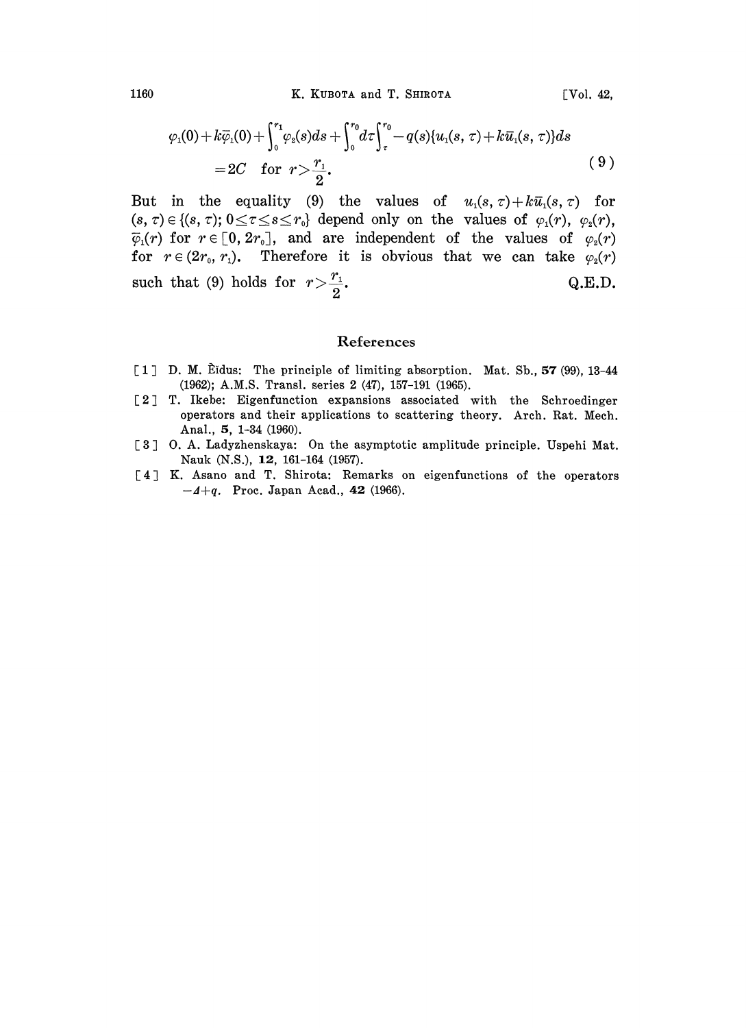$$\varphi_1(0)+k\bar{\varphi}_1(0)+\int_0^{r_1}\varphi_2(s)ds+\int_0^{r_0}d\tau\int_\tau^{r_0}-q(s)\{u_1(s,\tau)+k\bar{u}_1(s,\tau)\}ds$$
$$=2C \quad \text{for } r>\frac{r_1}{2}. \tag{9}$$

But in the equality (9) the values of $u_1(s,\tau)+k\bar{u}_1(s,\tau)$ for $(s,\tau)\in\{(s,\tau);\,0\leq\tau\leq s\leq r_0\}$ depend only on the values of $\varphi_1(r)$, $\varphi_2(r)$, $\bar{\varphi}_1(r)$ for $r\in[0,2r_0]$, and are independent of the values of $\varphi_2(r)$ for $r\in(2r_0,r_1)$. Therefore it is obvious that we can take $\varphi_2(r)$ such that (9) holds for $r>\frac{r_1}{2}$. Q.E.D.

## References

[1] D. M. Èĭdus: The principle of limiting absorption. Mat. Sb., **57** (99), 13–44 (1962); A.M.S. Transl. series 2 (47), 157–191 (1965).

[2] T. Ikebe: Eigenfunction expansions associated with the Schroedinger operators and their applications to scattering theory. Arch. Rat. Mech. Anal., **5**, 1–34 (1960).

[3] O. A. Ladyzhenskaya: On the asymptotic amplitude principle. Uspehi Mat. Nauk (N.S.), **12**, 161–164 (1957).

[4] K. Asano and T. Shirota: Remarks on eigenfunctions of the operators $-\Delta+q$. Proc. Japan Acad., **42** (1966).